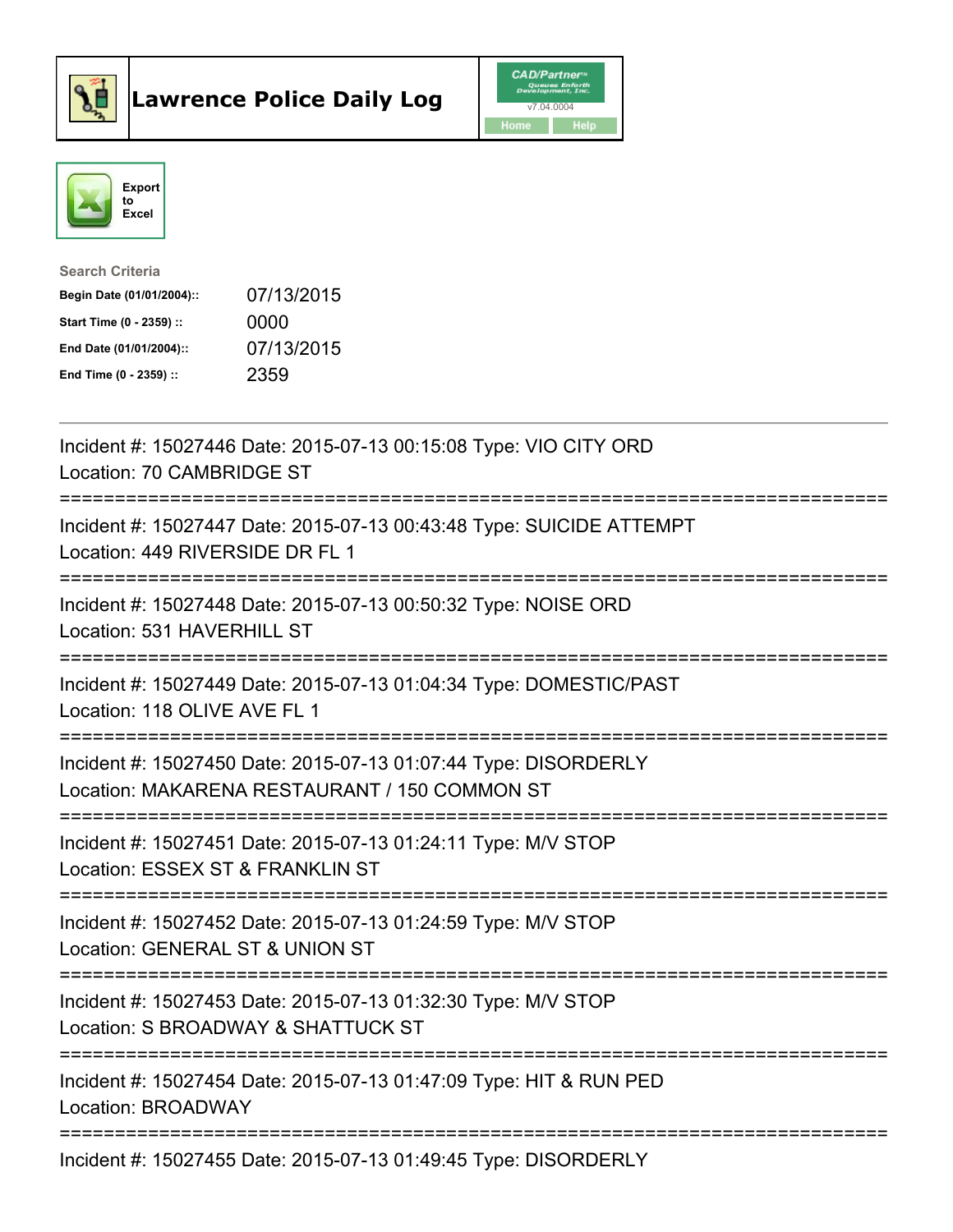# Lawrence Police Daily Log

CAD/Partner v7.04.0004

Home | Help

Export to Excel

**Search Criteria**

| | |
|---|---|
| **Begin Date (01/01/2004)::** | 07/13/2015 |
| **Start Time (0 - 2359) ::** | 0000 |
| **End Date (01/01/2004)::** | 07/13/2015 |
| **End Time (0 - 2359) ::** | 2359 |

---

Incident #: 15027446 Date: 2015-07-13 00:15:08 Type: VIO CITY ORD
Location: 70 CAMBRIDGE ST

===========================================================================

Incident #: 15027447 Date: 2015-07-13 00:43:48 Type: SUICIDE ATTEMPT
Location: 449 RIVERSIDE DR FL 1

===========================================================================

Incident #: 15027448 Date: 2015-07-13 00:50:32 Type: NOISE ORD
Location: 531 HAVERHILL ST

===========================================================================

Incident #: 15027449 Date: 2015-07-13 01:04:34 Type: DOMESTIC/PAST
Location: 118 OLIVE AVE FL 1

===========================================================================

Incident #: 15027450 Date: 2015-07-13 01:07:44 Type: DISORDERLY
Location: MAKARENA RESTAURANT / 150 COMMON ST

===========================================================================

Incident #: 15027451 Date: 2015-07-13 01:24:11 Type: M/V STOP
Location: ESSEX ST & FRANKLIN ST

===========================================================================

Incident #: 15027452 Date: 2015-07-13 01:24:59 Type: M/V STOP
Location: GENERAL ST & UNION ST

===========================================================================

Incident #: 15027453 Date: 2015-07-13 01:32:30 Type: M/V STOP
Location: S BROADWAY & SHATTUCK ST

===========================================================================

Incident #: 15027454 Date: 2015-07-13 01:47:09 Type: HIT & RUN PED
Location: BROADWAY

===========================================================================

Incident #: 15027455 Date: 2015-07-13 01:49:45 Type: DISORDERLY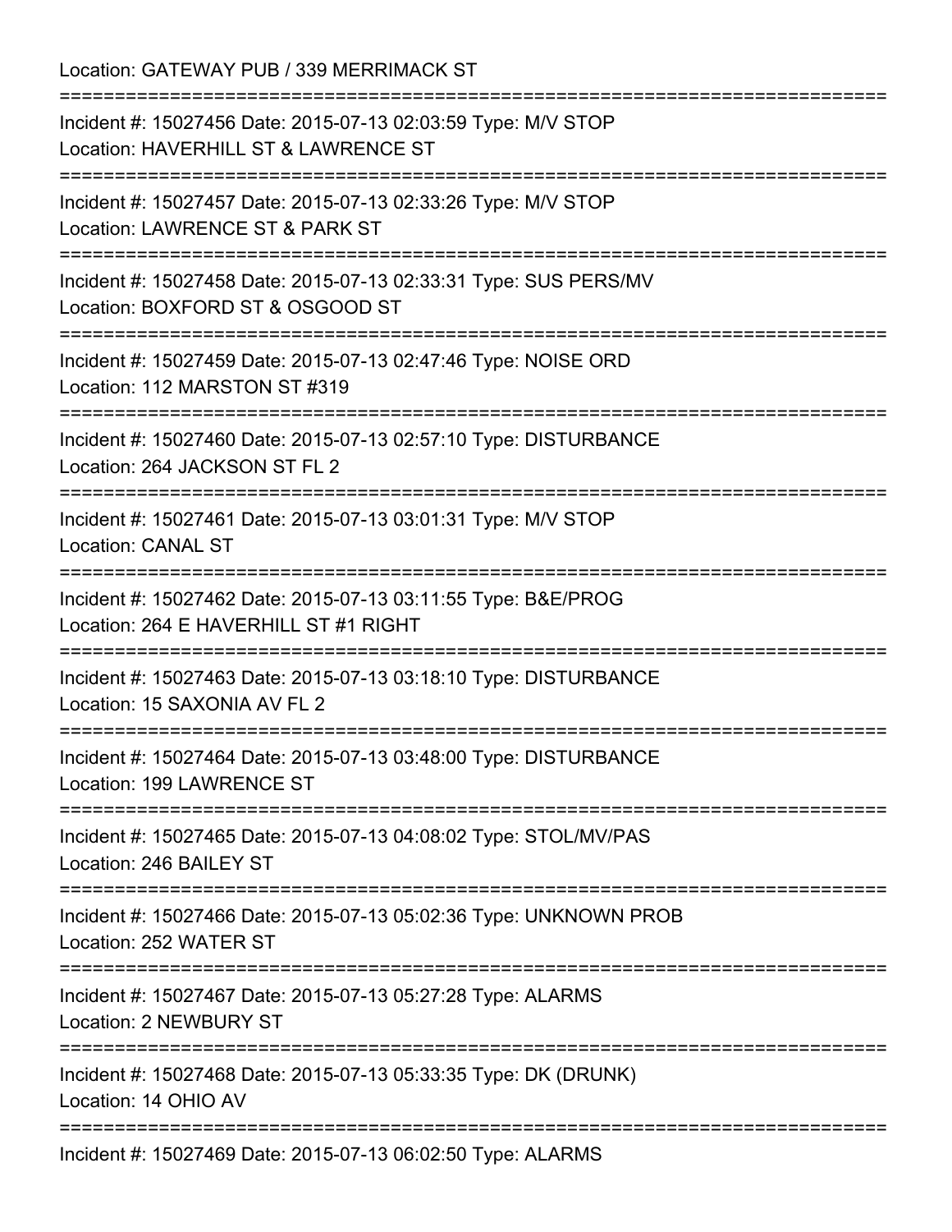Location: GATEWAY PUB / 339 MERRIMACK ST

===========================================================================

Incident #: 15027456 Date: 2015-07-13 02:03:59 Type: M/V STOP
Location: HAVERHILL ST & LAWRENCE ST

===========================================================================

Incident #: 15027457 Date: 2015-07-13 02:33:26 Type: M/V STOP
Location: LAWRENCE ST & PARK ST

===========================================================================

Incident #: 15027458 Date: 2015-07-13 02:33:31 Type: SUS PERS/MV
Location: BOXFORD ST & OSGOOD ST

===========================================================================

Incident #: 15027459 Date: 2015-07-13 02:47:46 Type: NOISE ORD
Location: 112 MARSTON ST #319

===========================================================================

Incident #: 15027460 Date: 2015-07-13 02:57:10 Type: DISTURBANCE
Location: 264 JACKSON ST FL 2

===========================================================================

Incident #: 15027461 Date: 2015-07-13 03:01:31 Type: M/V STOP
Location: CANAL ST

===========================================================================

Incident #: 15027462 Date: 2015-07-13 03:11:55 Type: B&E/PROG
Location: 264 E HAVERHILL ST #1 RIGHT

===========================================================================

Incident #: 15027463 Date: 2015-07-13 03:18:10 Type: DISTURBANCE
Location: 15 SAXONIA AV FL 2

===========================================================================

Incident #: 15027464 Date: 2015-07-13 03:48:00 Type: DISTURBANCE
Location: 199 LAWRENCE ST

===========================================================================

Incident #: 15027465 Date: 2015-07-13 04:08:02 Type: STOL/MV/PAS
Location: 246 BAILEY ST

===========================================================================

Incident #: 15027466 Date: 2015-07-13 05:02:36 Type: UNKNOWN PROB
Location: 252 WATER ST

===========================================================================

Incident #: 15027467 Date: 2015-07-13 05:27:28 Type: ALARMS
Location: 2 NEWBURY ST

===========================================================================

Incident #: 15027468 Date: 2015-07-13 05:33:35 Type: DK (DRUNK)
Location: 14 OHIO AV

===========================================================================

Incident #: 15027469 Date: 2015-07-13 06:02:50 Type: ALARMS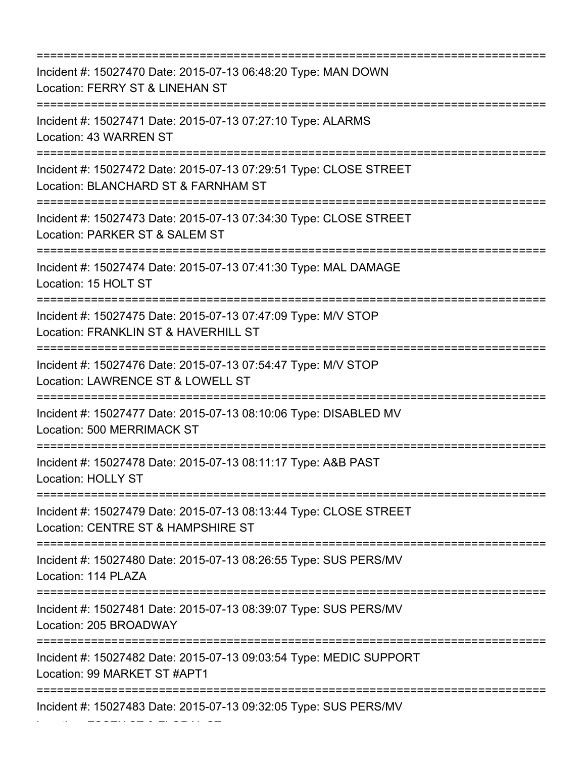===========================================================================
Incident #: 15027470 Date: 2015-07-13 06:48:20 Type: MAN DOWN
Location: FERRY ST & LINEHAN ST
===========================================================================
Incident #: 15027471 Date: 2015-07-13 07:27:10 Type: ALARMS
Location: 43 WARREN ST
===========================================================================
Incident #: 15027472 Date: 2015-07-13 07:29:51 Type: CLOSE STREET
Location: BLANCHARD ST & FARNHAM ST
===========================================================================
Incident #: 15027473 Date: 2015-07-13 07:34:30 Type: CLOSE STREET
Location: PARKER ST & SALEM ST
===========================================================================
Incident #: 15027474 Date: 2015-07-13 07:41:30 Type: MAL DAMAGE
Location: 15 HOLT ST
===========================================================================
Incident #: 15027475 Date: 2015-07-13 07:47:09 Type: M/V STOP
Location: FRANKLIN ST & HAVERHILL ST
===========================================================================
Incident #: 15027476 Date: 2015-07-13 07:54:47 Type: M/V STOP
Location: LAWRENCE ST & LOWELL ST
===========================================================================
Incident #: 15027477 Date: 2015-07-13 08:10:06 Type: DISABLED MV
Location: 500 MERRIMACK ST
===========================================================================
Incident #: 15027478 Date: 2015-07-13 08:11:17 Type: A&B PAST
Location: HOLLY ST
===========================================================================
Incident #: 15027479 Date: 2015-07-13 08:13:44 Type: CLOSE STREET
Location: CENTRE ST & HAMPSHIRE ST
===========================================================================
Incident #: 15027480 Date: 2015-07-13 08:26:55 Type: SUS PERS/MV
Location: 114 PLAZA
===========================================================================
Incident #: 15027481 Date: 2015-07-13 08:39:07 Type: SUS PERS/MV
Location: 205 BROADWAY
===========================================================================
Incident #: 15027482 Date: 2015-07-13 09:03:54 Type: MEDIC SUPPORT
Location: 99 MARKET ST #APT1
===========================================================================
Incident #: 15027483 Date: 2015-07-13 09:32:05 Type: SUS PERS/MV
Location: ESSEX ST & FLORAL ST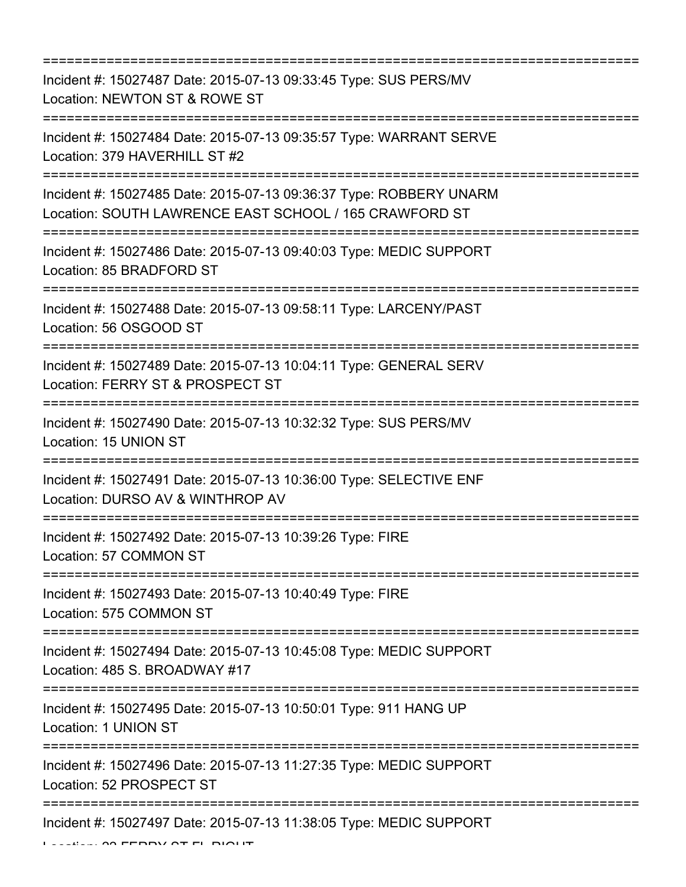===========================================================================

Incident #: 15027487 Date: 2015-07-13 09:33:45 Type: SUS PERS/MV
Location: NEWTON ST & ROWE ST

===========================================================================

Incident #: 15027484 Date: 2015-07-13 09:35:57 Type: WARRANT SERVE
Location: 379 HAVERHILL ST #2

===========================================================================

Incident #: 15027485 Date: 2015-07-13 09:36:37 Type: ROBBERY UNARM
Location: SOUTH LAWRENCE EAST SCHOOL / 165 CRAWFORD ST

===========================================================================

Incident #: 15027486 Date: 2015-07-13 09:40:03 Type: MEDIC SUPPORT
Location: 85 BRADFORD ST

===========================================================================

Incident #: 15027488 Date: 2015-07-13 09:58:11 Type: LARCENY/PAST
Location: 56 OSGOOD ST

===========================================================================

Incident #: 15027489 Date: 2015-07-13 10:04:11 Type: GENERAL SERV
Location: FERRY ST & PROSPECT ST

===========================================================================

Incident #: 15027490 Date: 2015-07-13 10:32:32 Type: SUS PERS/MV
Location: 15 UNION ST

===========================================================================

Incident #: 15027491 Date: 2015-07-13 10:36:00 Type: SELECTIVE ENF
Location: DURSO AV & WINTHROP AV

===========================================================================

Incident #: 15027492 Date: 2015-07-13 10:39:26 Type: FIRE
Location: 57 COMMON ST

===========================================================================

Incident #: 15027493 Date: 2015-07-13 10:40:49 Type: FIRE
Location: 575 COMMON ST

===========================================================================

Incident #: 15027494 Date: 2015-07-13 10:45:08 Type: MEDIC SUPPORT
Location: 485 S. BROADWAY #17

===========================================================================

Incident #: 15027495 Date: 2015-07-13 10:50:01 Type: 911 HANG UP
Location: 1 UNION ST

===========================================================================

Incident #: 15027496 Date: 2015-07-13 11:27:35 Type: MEDIC SUPPORT
Location: 52 PROSPECT ST

===========================================================================

Incident #: 15027497 Date: 2015-07-13 11:38:05 Type: MEDIC SUPPORT
Location: 32 FERRY ST FL RIGHT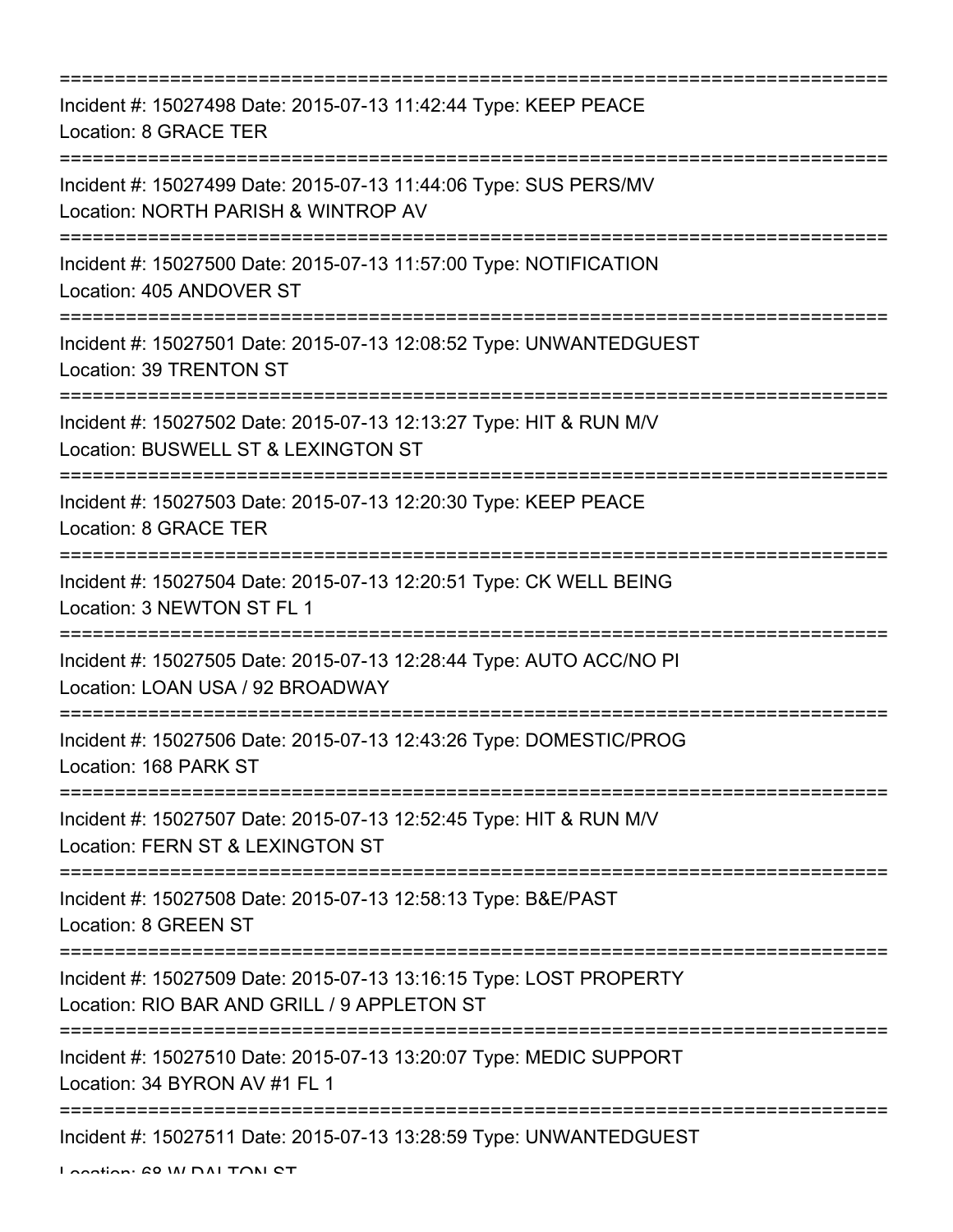===========================================================================
Incident #: 15027498 Date: 2015-07-13 11:42:44 Type: KEEP PEACE
Location: 8 GRACE TER
===========================================================================
Incident #: 15027499 Date: 2015-07-13 11:44:06 Type: SUS PERS/MV
Location: NORTH PARISH & WINTROP AV
===========================================================================
Incident #: 15027500 Date: 2015-07-13 11:57:00 Type: NOTIFICATION
Location: 405 ANDOVER ST
===========================================================================
Incident #: 15027501 Date: 2015-07-13 12:08:52 Type: UNWANTEDGUEST
Location: 39 TRENTON ST
===========================================================================
Incident #: 15027502 Date: 2015-07-13 12:13:27 Type: HIT & RUN M/V
Location: BUSWELL ST & LEXINGTON ST
===========================================================================
Incident #: 15027503 Date: 2015-07-13 12:20:30 Type: KEEP PEACE
Location: 8 GRACE TER
===========================================================================
Incident #: 15027504 Date: 2015-07-13 12:20:51 Type: CK WELL BEING
Location: 3 NEWTON ST FL 1
===========================================================================
Incident #: 15027505 Date: 2015-07-13 12:28:44 Type: AUTO ACC/NO PI
Location: LOAN USA / 92 BROADWAY
===========================================================================
Incident #: 15027506 Date: 2015-07-13 12:43:26 Type: DOMESTIC/PROG
Location: 168 PARK ST
===========================================================================
Incident #: 15027507 Date: 2015-07-13 12:52:45 Type: HIT & RUN M/V
Location: FERN ST & LEXINGTON ST
===========================================================================
Incident #: 15027508 Date: 2015-07-13 12:58:13 Type: B&E/PAST
Location: 8 GREEN ST
===========================================================================
Incident #: 15027509 Date: 2015-07-13 13:16:15 Type: LOST PROPERTY
Location: RIO BAR AND GRILL / 9 APPLETON ST
===========================================================================
Incident #: 15027510 Date: 2015-07-13 13:20:07 Type: MEDIC SUPPORT
Location: 34 BYRON AV #1 FL 1
===========================================================================
Incident #: 15027511 Date: 2015-07-13 13:28:59 Type: UNWANTEDGUEST
Location: 68 W DALTON ST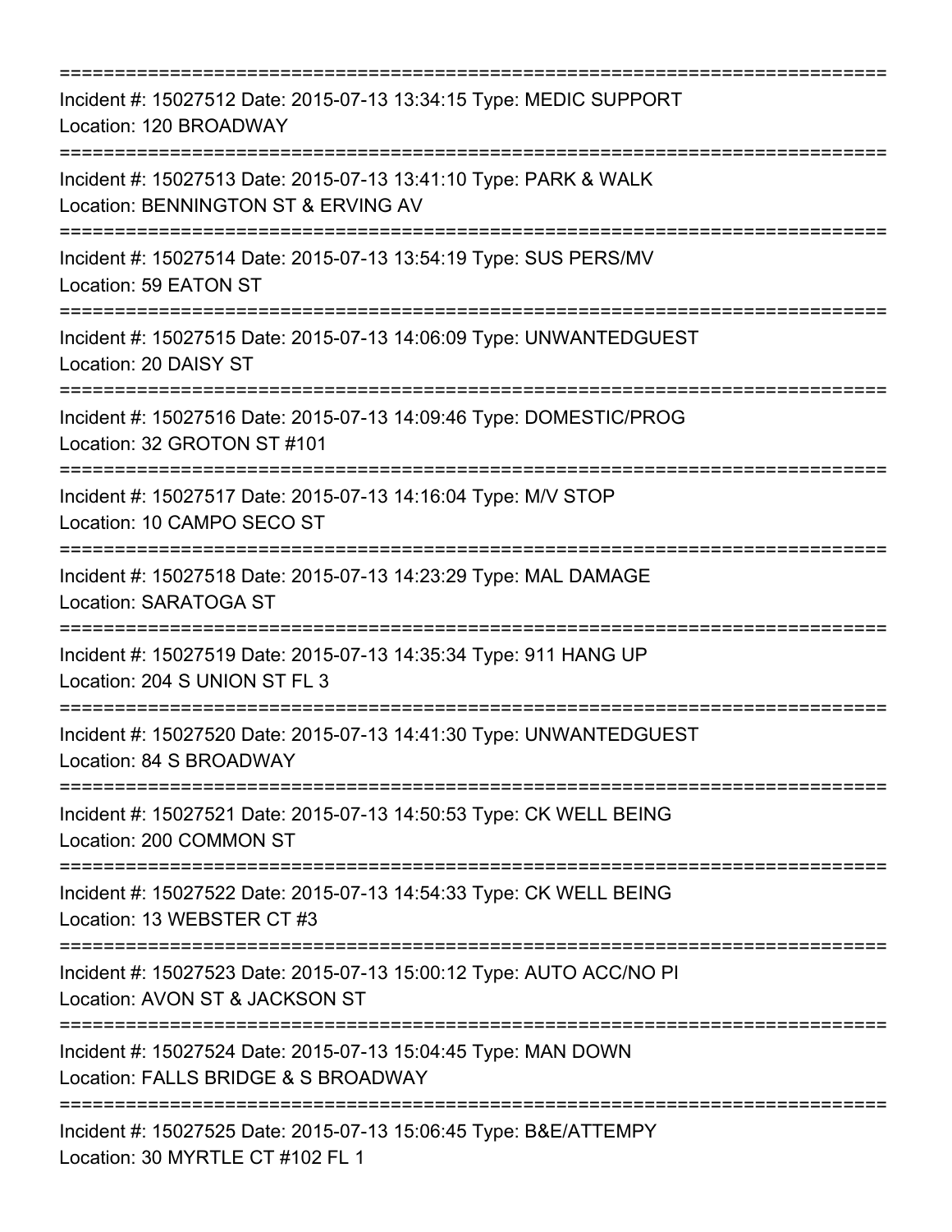===========================================================================
Incident #: 15027512 Date: 2015-07-13 13:34:15 Type: MEDIC SUPPORT
Location: 120 BROADWAY
===========================================================================
Incident #: 15027513 Date: 2015-07-13 13:41:10 Type: PARK & WALK
Location: BENNINGTON ST & ERVING AV
===========================================================================
Incident #: 15027514 Date: 2015-07-13 13:54:19 Type: SUS PERS/MV
Location: 59 EATON ST
===========================================================================
Incident #: 15027515 Date: 2015-07-13 14:06:09 Type: UNWANTEDGUEST
Location: 20 DAISY ST
===========================================================================
Incident #: 15027516 Date: 2015-07-13 14:09:46 Type: DOMESTIC/PROG
Location: 32 GROTON ST #101
===========================================================================
Incident #: 15027517 Date: 2015-07-13 14:16:04 Type: M/V STOP
Location: 10 CAMPO SECO ST
===========================================================================
Incident #: 15027518 Date: 2015-07-13 14:23:29 Type: MAL DAMAGE
Location: SARATOGA ST
===========================================================================
Incident #: 15027519 Date: 2015-07-13 14:35:34 Type: 911 HANG UP
Location: 204 S UNION ST FL 3
===========================================================================
Incident #: 15027520 Date: 2015-07-13 14:41:30 Type: UNWANTEDGUEST
Location: 84 S BROADWAY
===========================================================================
Incident #: 15027521 Date: 2015-07-13 14:50:53 Type: CK WELL BEING
Location: 200 COMMON ST
===========================================================================
Incident #: 15027522 Date: 2015-07-13 14:54:33 Type: CK WELL BEING
Location: 13 WEBSTER CT #3
===========================================================================
Incident #: 15027523 Date: 2015-07-13 15:00:12 Type: AUTO ACC/NO PI
Location: AVON ST & JACKSON ST
===========================================================================
Incident #: 15027524 Date: 2015-07-13 15:04:45 Type: MAN DOWN
Location: FALLS BRIDGE & S BROADWAY
===========================================================================
Incident #: 15027525 Date: 2015-07-13 15:06:45 Type: B&E/ATTEMPY
Location: 30 MYRTLE CT #102 FL 1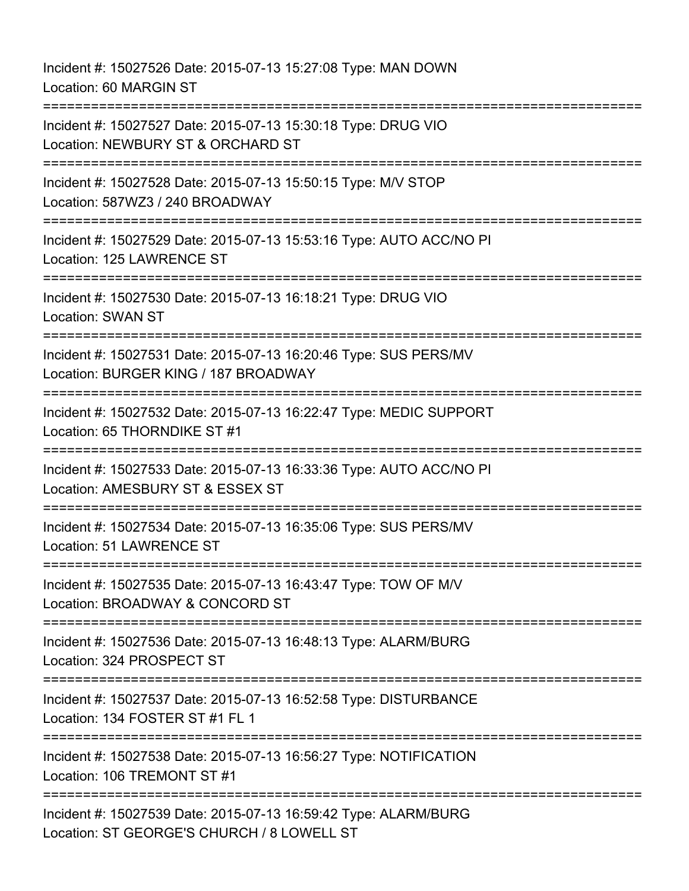Incident #: 15027526 Date: 2015-07-13 15:27:08 Type: MAN DOWN
Location: 60 MARGIN ST

===========================================================================

Incident #: 15027527 Date: 2015-07-13 15:30:18 Type: DRUG VIO
Location: NEWBURY ST & ORCHARD ST

===========================================================================

Incident #: 15027528 Date: 2015-07-13 15:50:15 Type: M/V STOP
Location: 587WZ3 / 240 BROADWAY

===========================================================================

Incident #: 15027529 Date: 2015-07-13 15:53:16 Type: AUTO ACC/NO PI
Location: 125 LAWRENCE ST

===========================================================================

Incident #: 15027530 Date: 2015-07-13 16:18:21 Type: DRUG VIO
Location: SWAN ST

===========================================================================

Incident #: 15027531 Date: 2015-07-13 16:20:46 Type: SUS PERS/MV
Location: BURGER KING / 187 BROADWAY

===========================================================================

Incident #: 15027532 Date: 2015-07-13 16:22:47 Type: MEDIC SUPPORT
Location: 65 THORNDIKE ST #1

===========================================================================

Incident #: 15027533 Date: 2015-07-13 16:33:36 Type: AUTO ACC/NO PI
Location: AMESBURY ST & ESSEX ST

===========================================================================

Incident #: 15027534 Date: 2015-07-13 16:35:06 Type: SUS PERS/MV
Location: 51 LAWRENCE ST

===========================================================================

Incident #: 15027535 Date: 2015-07-13 16:43:47 Type: TOW OF M/V
Location: BROADWAY & CONCORD ST

===========================================================================

Incident #: 15027536 Date: 2015-07-13 16:48:13 Type: ALARM/BURG
Location: 324 PROSPECT ST

===========================================================================

Incident #: 15027537 Date: 2015-07-13 16:52:58 Type: DISTURBANCE
Location: 134 FOSTER ST #1 FL 1

===========================================================================

Incident #: 15027538 Date: 2015-07-13 16:56:27 Type: NOTIFICATION
Location: 106 TREMONT ST #1

===========================================================================

Incident #: 15027539 Date: 2015-07-13 16:59:42 Type: ALARM/BURG
Location: ST GEORGE'S CHURCH / 8 LOWELL ST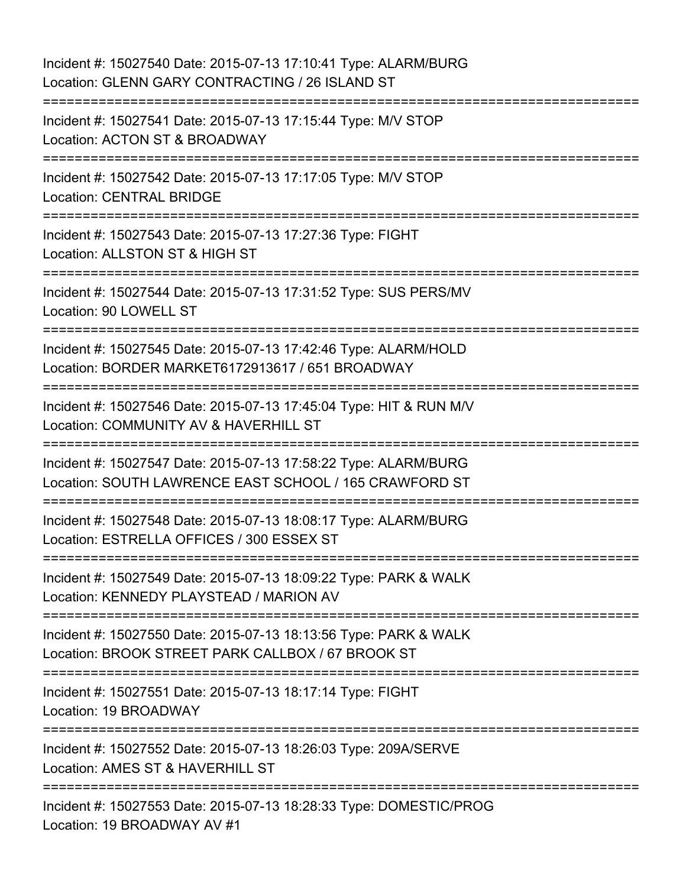Incident #: 15027540 Date: 2015-07-13 17:10:41 Type: ALARM/BURG
Location: GLENN GARY CONTRACTING / 26 ISLAND ST

===========================================================================

Incident #: 15027541 Date: 2015-07-13 17:15:44 Type: M/V STOP
Location: ACTON ST & BROADWAY

===========================================================================

Incident #: 15027542 Date: 2015-07-13 17:17:05 Type: M/V STOP
Location: CENTRAL BRIDGE

===========================================================================

Incident #: 15027543 Date: 2015-07-13 17:27:36 Type: FIGHT
Location: ALLSTON ST & HIGH ST

===========================================================================

Incident #: 15027544 Date: 2015-07-13 17:31:52 Type: SUS PERS/MV
Location: 90 LOWELL ST

===========================================================================

Incident #: 15027545 Date: 2015-07-13 17:42:46 Type: ALARM/HOLD
Location: BORDER MARKET6172913617 / 651 BROADWAY

===========================================================================

Incident #: 15027546 Date: 2015-07-13 17:45:04 Type: HIT & RUN M/V
Location: COMMUNITY AV & HAVERHILL ST

===========================================================================

Incident #: 15027547 Date: 2015-07-13 17:58:22 Type: ALARM/BURG
Location: SOUTH LAWRENCE EAST SCHOOL / 165 CRAWFORD ST

===========================================================================

Incident #: 15027548 Date: 2015-07-13 18:08:17 Type: ALARM/BURG
Location: ESTRELLA OFFICES / 300 ESSEX ST

===========================================================================

Incident #: 15027549 Date: 2015-07-13 18:09:22 Type: PARK & WALK
Location: KENNEDY PLAYSTEAD / MARION AV

===========================================================================

Incident #: 15027550 Date: 2015-07-13 18:13:56 Type: PARK & WALK
Location: BROOK STREET PARK CALLBOX / 67 BROOK ST

===========================================================================

Incident #: 15027551 Date: 2015-07-13 18:17:14 Type: FIGHT
Location: 19 BROADWAY

===========================================================================

Incident #: 15027552 Date: 2015-07-13 18:26:03 Type: 209A/SERVE
Location: AMES ST & HAVERHILL ST

===========================================================================

Incident #: 15027553 Date: 2015-07-13 18:28:33 Type: DOMESTIC/PROG
Location: 19 BROADWAY AV #1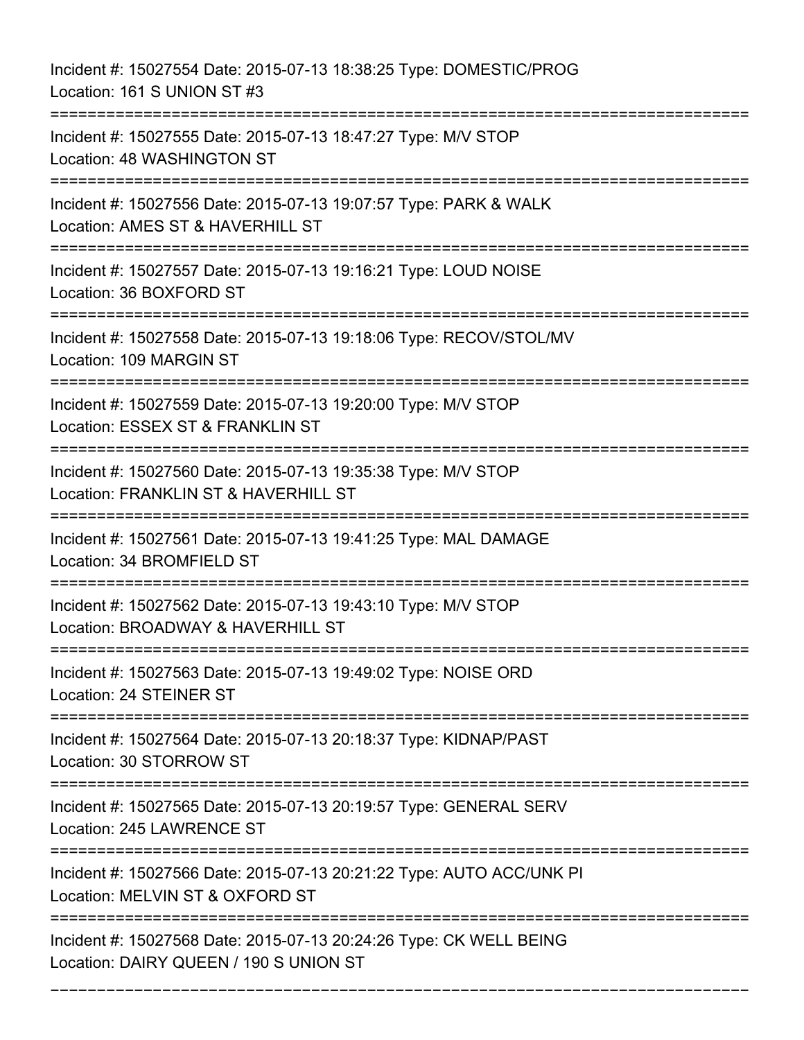Incident #: 15027554 Date: 2015-07-13 18:38:25 Type: DOMESTIC/PROG
Location: 161 S UNION ST #3

===========================================================================

Incident #: 15027555 Date: 2015-07-13 18:47:27 Type: M/V STOP
Location: 48 WASHINGTON ST

===========================================================================

Incident #: 15027556 Date: 2015-07-13 19:07:57 Type: PARK & WALK
Location: AMES ST & HAVERHILL ST

===========================================================================

Incident #: 15027557 Date: 2015-07-13 19:16:21 Type: LOUD NOISE
Location: 36 BOXFORD ST

===========================================================================

Incident #: 15027558 Date: 2015-07-13 19:18:06 Type: RECOV/STOL/MV
Location: 109 MARGIN ST

===========================================================================

Incident #: 15027559 Date: 2015-07-13 19:20:00 Type: M/V STOP
Location: ESSEX ST & FRANKLIN ST

===========================================================================

Incident #: 15027560 Date: 2015-07-13 19:35:38 Type: M/V STOP
Location: FRANKLIN ST & HAVERHILL ST

===========================================================================

Incident #: 15027561 Date: 2015-07-13 19:41:25 Type: MAL DAMAGE
Location: 34 BROMFIELD ST

===========================================================================

Incident #: 15027562 Date: 2015-07-13 19:43:10 Type: M/V STOP
Location: BROADWAY & HAVERHILL ST

===========================================================================

Incident #: 15027563 Date: 2015-07-13 19:49:02 Type: NOISE ORD
Location: 24 STEINER ST

===========================================================================

Incident #: 15027564 Date: 2015-07-13 20:18:37 Type: KIDNAP/PAST
Location: 30 STORROW ST

===========================================================================

Incident #: 15027565 Date: 2015-07-13 20:19:57 Type: GENERAL SERV
Location: 245 LAWRENCE ST

===========================================================================

Incident #: 15027566 Date: 2015-07-13 20:21:22 Type: AUTO ACC/UNK PI
Location: MELVIN ST & OXFORD ST

===========================================================================

Incident #: 15027568 Date: 2015-07-13 20:24:26 Type: CK WELL BEING
Location: DAIRY QUEEN / 190 S UNION ST

===========================================================================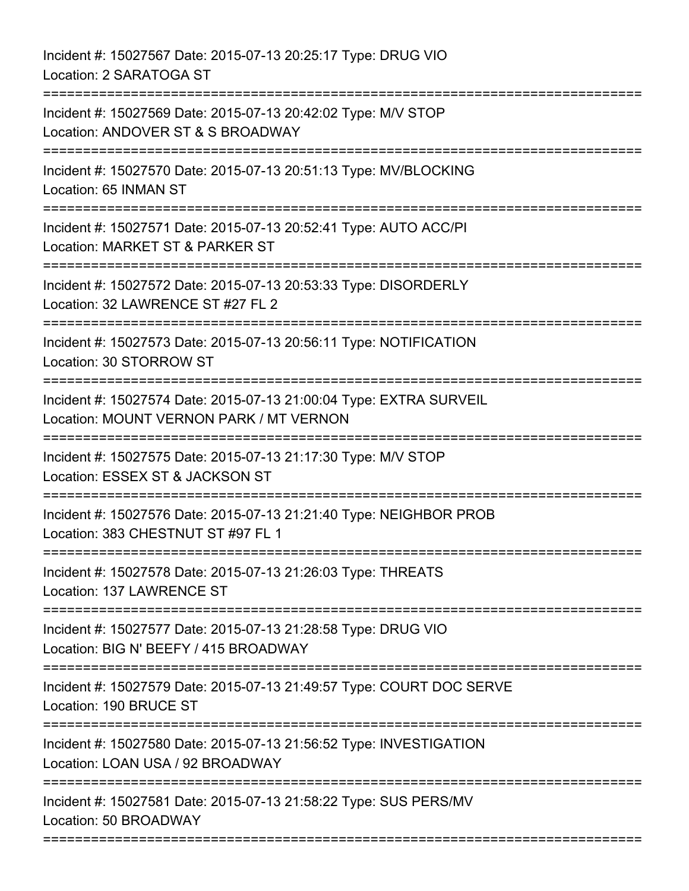Incident #: 15027567 Date: 2015-07-13 20:25:17 Type: DRUG VIO
Location: 2 SARATOGA ST

===========================================================================

Incident #: 15027569 Date: 2015-07-13 20:42:02 Type: M/V STOP
Location: ANDOVER ST & S BROADWAY

===========================================================================

Incident #: 15027570 Date: 2015-07-13 20:51:13 Type: MV/BLOCKING
Location: 65 INMAN ST

===========================================================================

Incident #: 15027571 Date: 2015-07-13 20:52:41 Type: AUTO ACC/PI
Location: MARKET ST & PARKER ST

===========================================================================

Incident #: 15027572 Date: 2015-07-13 20:53:33 Type: DISORDERLY
Location: 32 LAWRENCE ST #27 FL 2

===========================================================================

Incident #: 15027573 Date: 2015-07-13 20:56:11 Type: NOTIFICATION
Location: 30 STORROW ST

===========================================================================

Incident #: 15027574 Date: 2015-07-13 21:00:04 Type: EXTRA SURVEIL
Location: MOUNT VERNON PARK / MT VERNON

===========================================================================

Incident #: 15027575 Date: 2015-07-13 21:17:30 Type: M/V STOP
Location: ESSEX ST & JACKSON ST

===========================================================================

Incident #: 15027576 Date: 2015-07-13 21:21:40 Type: NEIGHBOR PROB
Location: 383 CHESTNUT ST #97 FL 1

===========================================================================

Incident #: 15027578 Date: 2015-07-13 21:26:03 Type: THREATS
Location: 137 LAWRENCE ST

===========================================================================

Incident #: 15027577 Date: 2015-07-13 21:28:58 Type: DRUG VIO
Location: BIG N' BEEFY / 415 BROADWAY

===========================================================================

Incident #: 15027579 Date: 2015-07-13 21:49:57 Type: COURT DOC SERVE
Location: 190 BRUCE ST

===========================================================================

Incident #: 15027580 Date: 2015-07-13 21:56:52 Type: INVESTIGATION
Location: LOAN USA / 92 BROADWAY

===========================================================================

Incident #: 15027581 Date: 2015-07-13 21:58:22 Type: SUS PERS/MV
Location: 50 BROADWAY

===========================================================================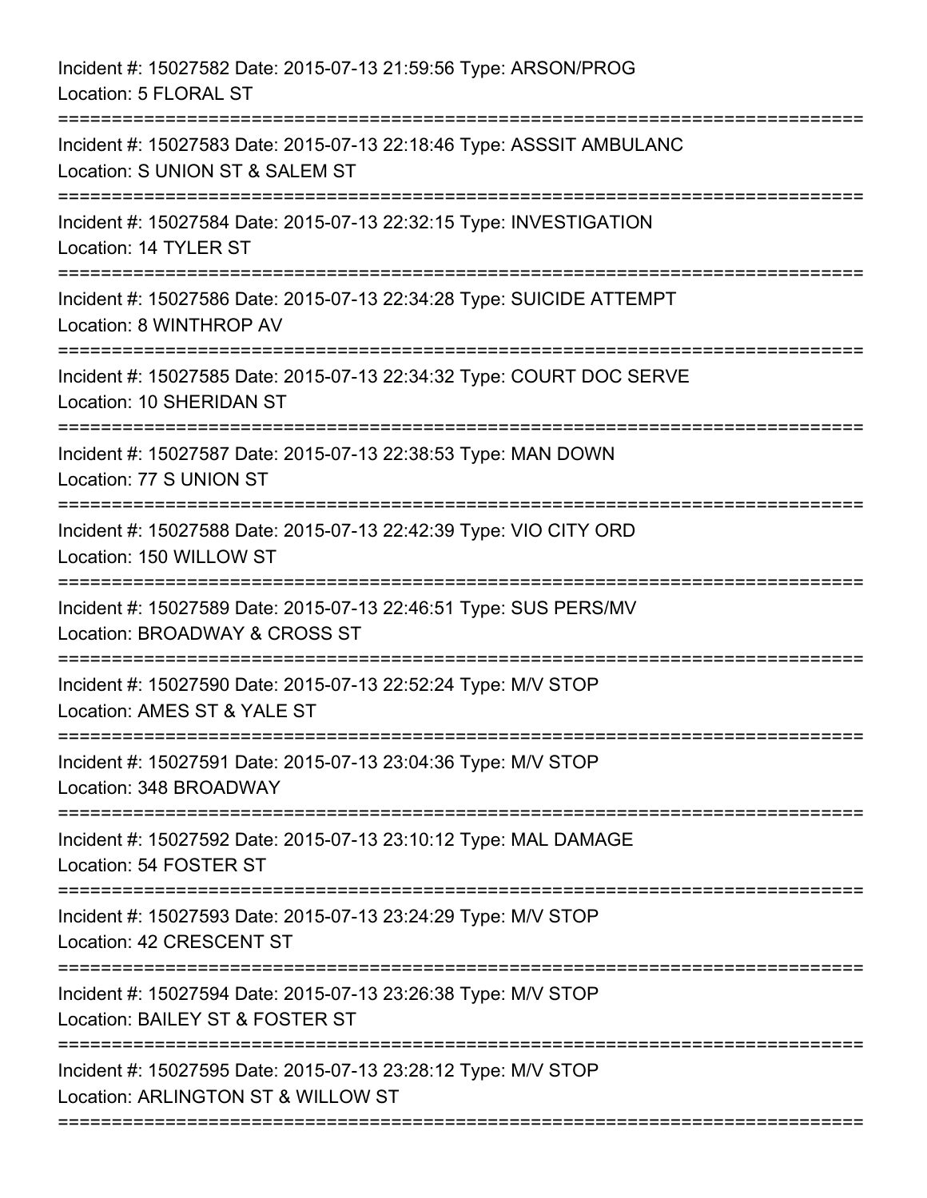Incident #: 15027582 Date: 2015-07-13 21:59:56 Type: ARSON/PROG
Location: 5 FLORAL ST

===========================================================================

Incident #: 15027583 Date: 2015-07-13 22:18:46 Type: ASSSIT AMBULANC
Location: S UNION ST & SALEM ST

===========================================================================

Incident #: 15027584 Date: 2015-07-13 22:32:15 Type: INVESTIGATION
Location: 14 TYLER ST

===========================================================================

Incident #: 15027586 Date: 2015-07-13 22:34:28 Type: SUICIDE ATTEMPT
Location: 8 WINTHROP AV

===========================================================================

Incident #: 15027585 Date: 2015-07-13 22:34:32 Type: COURT DOC SERVE
Location: 10 SHERIDAN ST

===========================================================================

Incident #: 15027587 Date: 2015-07-13 22:38:53 Type: MAN DOWN
Location: 77 S UNION ST

===========================================================================

Incident #: 15027588 Date: 2015-07-13 22:42:39 Type: VIO CITY ORD
Location: 150 WILLOW ST

===========================================================================

Incident #: 15027589 Date: 2015-07-13 22:46:51 Type: SUS PERS/MV
Location: BROADWAY & CROSS ST

===========================================================================

Incident #: 15027590 Date: 2015-07-13 22:52:24 Type: M/V STOP
Location: AMES ST & YALE ST

===========================================================================

Incident #: 15027591 Date: 2015-07-13 23:04:36 Type: M/V STOP
Location: 348 BROADWAY

===========================================================================

Incident #: 15027592 Date: 2015-07-13 23:10:12 Type: MAL DAMAGE
Location: 54 FOSTER ST

===========================================================================

Incident #: 15027593 Date: 2015-07-13 23:24:29 Type: M/V STOP
Location: 42 CRESCENT ST

===========================================================================

Incident #: 15027594 Date: 2015-07-13 23:26:38 Type: M/V STOP
Location: BAILEY ST & FOSTER ST

===========================================================================

Incident #: 15027595 Date: 2015-07-13 23:28:12 Type: M/V STOP
Location: ARLINGTON ST & WILLOW ST

===========================================================================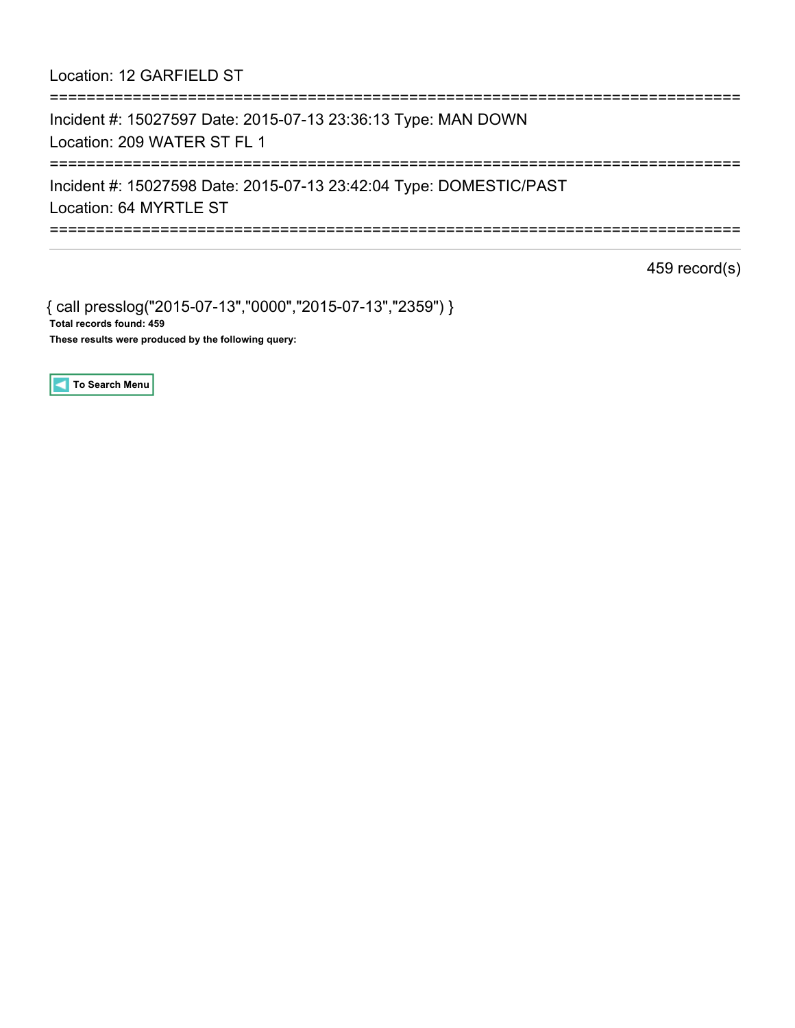Location: 12 GARFIELD ST

===========================================================================

Incident #: 15027597 Date: 2015-07-13 23:36:13 Type: MAN DOWN

Location: 209 WATER ST FL 1

===========================================================================

Incident #: 15027598 Date: 2015-07-13 23:42:04 Type: DOMESTIC/PAST

Location: 64 MYRTLE ST

===========================================================================

---

459 record(s)

{ call presslog("2015-07-13","0000","2015-07-13","2359") }

**Total records found: 459**

**These results were produced by the following query:**

**To Search Menu**